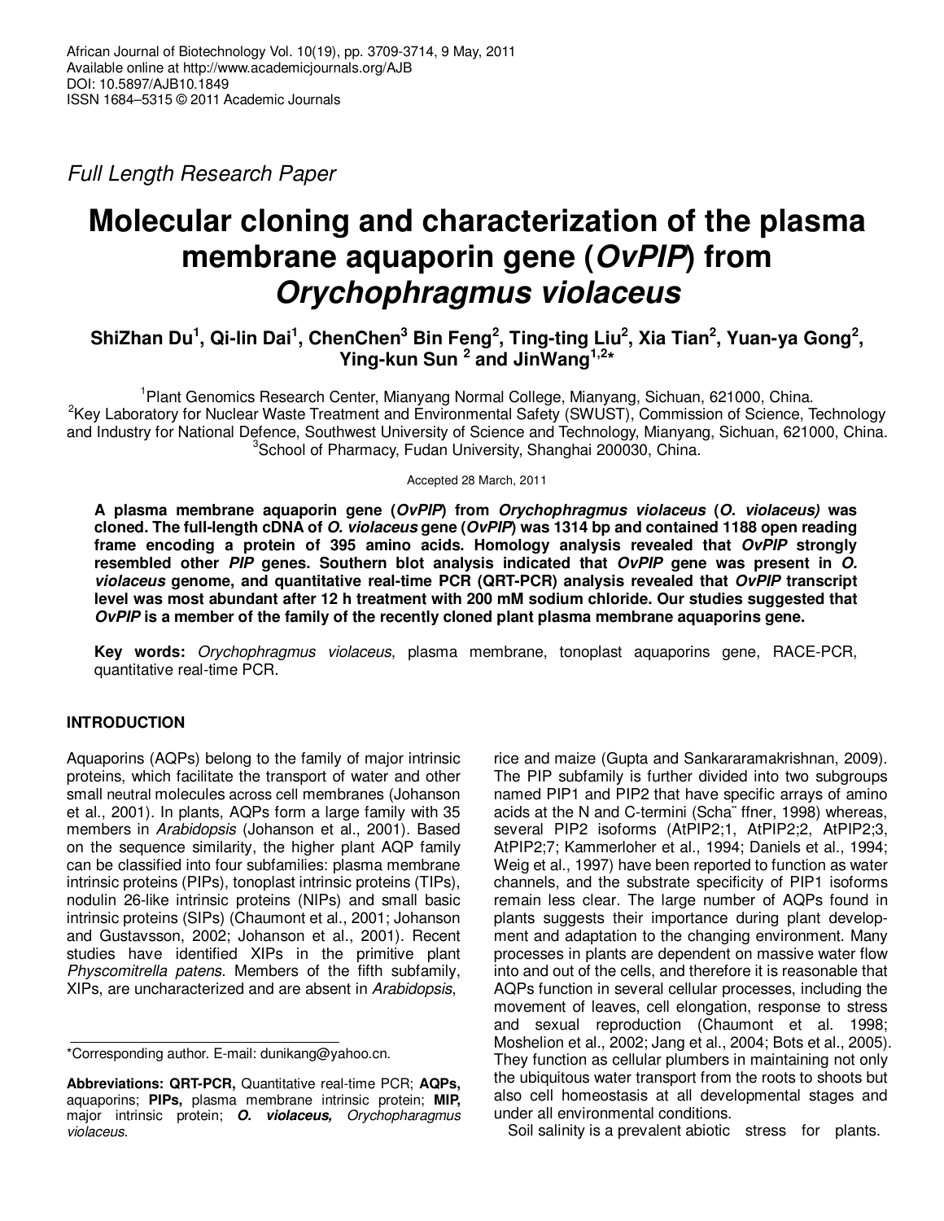Full Length Research Paper

# Molecular cloning and characterization of the plasma membrane aquaporin gene (*OvPIP*) from *Orychophragmus violaceus*

**ShiZhan Du[1], Qi-lin Dai[1], ChenChen[3] Bin Feng[2], Ting-ting Liu[2], Xia Tian[2], Yuan-ya Gong[2], Ying-kun Sun [2] and JinWang[1,2]***

[1]Plant Genomics Research Center, Mianyang Normal College, Mianyang, Sichuan, 621000, China.
[2]Key Laboratory for Nuclear Waste Treatment and Environmental Safety (SWUST), Commission of Science, Technology and Industry for National Defence, Southwest University of Science and Technology, Mianyang, Sichuan, 621000, China.
[3]School of Pharmacy, Fudan University, Shanghai 200030, China.

Accepted 28 March, 2011

**A plasma membrane aquaporin gene (*OvPIP*) from *Orychophragmus violaceus* (*O. violaceus)* was cloned. The full-length cDNA of *O. violaceus* gene (*OvPIP*) was 1314 bp and contained 1188 open reading frame encoding a protein of 395 amino acids. Homology analysis revealed that *OvPIP* strongly resembled other *PIP* genes. Southern blot analysis indicated that *OvPIP* gene was present in *O. violaceus* genome, and quantitative real-time PCR (QRT-PCR) analysis revealed that *OvPIP* transcript level was most abundant after 12 h treatment with 200 mM sodium chloride. Our studies suggested that *OvPIP* is a member of the family of the recently cloned plant plasma membrane aquaporins gene.**

**Key words:** *Orychophragmus violaceus*, plasma membrane, tonoplast aquaporins gene, RACE-PCR, quantitative real-time PCR.

## INTRODUCTION

Aquaporins (AQPs) belong to the family of major intrinsic proteins, which facilitate the transport of water and other small neutral molecules across cell membranes (Johanson et al., 2001). In plants, AQPs form a large family with 35 members in *Arabidopsis* (Johanson et al., 2001). Based on the sequence similarity, the higher plant AQP family can be classified into four subfamilies: plasma membrane intrinsic proteins (PIPs), tonoplast intrinsic proteins (TIPs), nodulin 26-like intrinsic proteins (NIPs) and small basic intrinsic proteins (SIPs) (Chaumont et al., 2001; Johanson and Gustavsson, 2002; Johanson et al., 2001). Recent studies have identified XIPs in the primitive plant *Physcomitrella patens*. Members of the fifth subfamily, XIPs, are uncharacterized and are absent in *Arabidopsis*, rice and maize (Gupta and Sankararamakrishnan, 2009). The PIP subfamily is further divided into two subgroups named PIP1 and PIP2 that have specific arrays of amino acids at the N and C-termini (Scha¨ ffner, 1998) whereas, several PIP2 isoforms (AtPIP2;1, AtPIP2;2, AtPIP2;3, AtPIP2;7; Kammerloher et al., 1994; Daniels et al., 1994; Weig et al., 1997) have been reported to function as water channels, and the substrate specificity of PIP1 isoforms remain less clear. The large number of AQPs found in plants suggests their importance during plant development and adaptation to the changing environment. Many processes in plants are dependent on massive water flow into and out of the cells, and therefore it is reasonable that AQPs function in several cellular processes, including the movement of leaves, cell elongation, response to stress and sexual reproduction (Chaumont et al. 1998; Moshelion et al., 2002; Jang et al., 2004; Bots et al., 2005). They function as cellular plumbers in maintaining not only the ubiquitous water transport from the roots to shoots but also cell homeostasis at all developmental stages and under all environmental conditions.

Soil salinity is a prevalent abiotic stress for plants.

*Corresponding author. E-mail: dunikang@yahoo.cn.

**Abbreviations: QRT-PCR,** Quantitative real-time PCR; **AQPs,** aquaporins; **PIPs,** plasma membrane intrinsic protein; **MIP,** major intrinsic protein; ***O. violaceus,*** *Orychopharagmus violaceus.*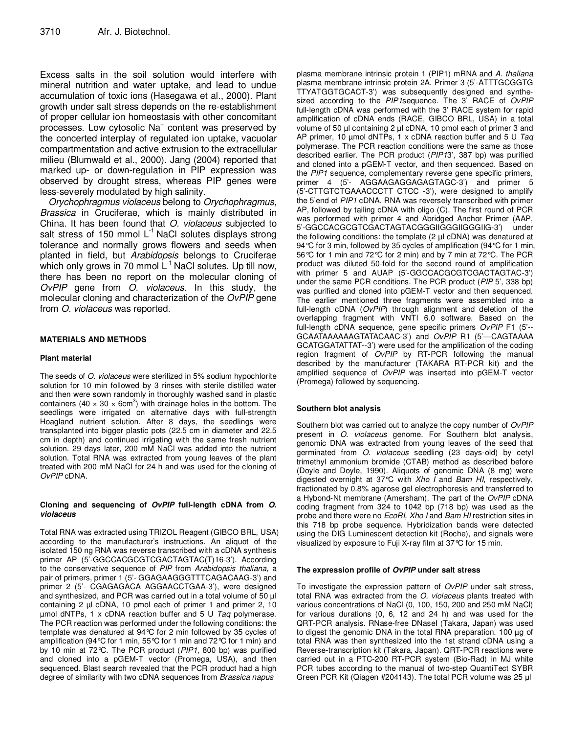Excess salts in the soil solution would interfere with mineral nutrition and water uptake, and lead to undue accumulation of toxic ions (Hasegawa et al., 2000). Plant growth under salt stress depends on the re-establishment of proper cellular ion homeostasis with other concomitant processes. Low cytosolic $Na^+$ content was preserved by the concerted interplay of regulated ion uptake, vacuolar compartmentation and active extrusion to the extracellular milieu (Blumwald et al., 2000). Jang (2004) reported that marked up- or down-regulation in PIP expression was observed by drought stress, whereas PIP genes were less-severely modulated by high salinity.

*Orychophragmus violaceus* belong to *Orychophragmus*, *Brassica* in Cruciferae, which is mainly distributed in China. It has been found that *O. violaceus* subjected to salt stress of 150 mmol $L^{-1}$ NaCl solutes displays strong tolerance and normally grows flowers and seeds when planted in field, but *Arabidopsis* belongs to Cruciferae which only grows in 70 mmol $L^{-1}$ NaCl solutes. Up till now, there has been no report on the molecular cloning of *OvPIP* gene from *O. violaceus*. In this study, the molecular cloning and characterization of the *OvPIP* gene from *O. violaceus* was reported.

## MATERIALS AND METHODS

### Plant material

The seeds of *O. violaceus* were sterilized in 5% sodium hypochlorite solution for 10 min followed by 3 rinses with sterile distilled water and then were sown randomly in thoroughly washed sand in plastic containers ($40 \times 30 \times 6cm^3$) with drainage holes in the bottom. The seedlings were irrigated on alternative days with full-strength Hoagland nutrient solution. After 8 days, the seedlings were transplanted into bigger plastic pots (22.5 cm in diameter and 22.5 cm in depth) and continued irrigating with the same fresh nutrient solution. 29 days later, 200 mM NaCl was added into the nutrient solution. Total RNA was extracted from young leaves of the plant treated with 200 mM NaCl for 24 h and was used for the cloning of *OvPIP* cDNA.

### Cloning and sequencing of *OvPIP* full-length cDNA from *O. violaceus*

Total RNA was extracted using TRIZOL Reagent (GIBCO BRL, USA) according to the manufacturer's instructions. An aliquot of the isolated 150 ng RNA was reverse transcribed with a cDNA synthesis primer AP (5'-GGCCACGCGTCGACTAGTAC(T)16-3'). According to the conservative sequence of *PIP* from *Arabidopsis thaliana*, a pair of primers, primer 1 (5'- GGAGAAGGGTTTCAGACAAG-3') and primer 2 (5'- CGAGAGACA AGGAACCTGAA-3'), were designed and synthesized, and PCR was carried out in a total volume of 50 µl containing 2 µl cDNA, 10 pmol each of primer 1 and primer 2, 10 µmol dNTPs, 1 x cDNA reaction buffer and 5 U *Taq* polymerase. The PCR reaction was performed under the following conditions: the template was denatured at 94°C for 2 min followed by 35 cycles of amplification (94°C for 1 min, 55°C for 1 min and 72°C for 1 min) and by 10 min at 72°C. The PCR product (*PIP1*, 800 bp) was purified and cloned into a pGEM-T vector (Promega, USA), and then sequenced. Blast search revealed that the PCR product had a high degree of similarity with two cDNA sequences from *Brassica napus* plasma membrane intrinsic protein 1 (PIP1) mRNA and *A. thaliana* plasma membrane intrinsic protein 2A. Primer 3 (5'-ATTTGCGGTG TTYATGGTGCACT-3') was subsequently designed and synthesized according to the *PIP1*sequence. The 3' RACE of *OvPIP* full-length cDNA was performed with the 3' RACE system for rapid amplification of cDNA ends (RACE, GIBCO BRL, USA) in a total volume of 50 µl containing 2 µl cDNA, 10 pmol each of primer 3 and AP primer, 10 µmol dNTPs, 1 x cDNA reaction buffer and 5 U *Taq* polymerase. The PCR reaction conditions were the same as those described earlier. The PCR product (*PIP1*3', 387 bp) was purified and cloned into a pGEM-T vector, and then sequenced. Based on the *PIP1* sequence, complementary reverse gene specific primers, primer 4 (5'- AGGAAGAGGAGAGTAGC-3') and primer 5 (5'-CTTGTCTGAAACCCTT CTCC -3'), were designed to amplify the 5'end of *PIP1* cDNA. RNA was reversely transcribed with primer AP, followed by tailing cDNA with oligo (C). The first round of PCR was performed with primer 4 and Abridged Anchor Primer (AAP, 5'-GGCCACGCGTCGACTAGTACGGGIIGGGIIGGGIIG-3') under the following conditions: the template (2 µl cDNA) was denatured at 94°C for 3 min, followed by 35 cycles of amplification (94°C for 1 min, 56°C for 1 min and 72°C for 2 min) and by 7 min at 72°C. The PCR product was diluted 50-fold for the second round of amplification with primer 5 and AUAP (5'-GGCCACGCGTCGACTAGTAC-3') under the same PCR conditions. The PCR product (*PIP* 5', 338 bp) was purified and cloned into pGEM-T vector and then sequenced. The earlier mentioned three fragments were assembled into a full-length cDNA (*OvPIP*) through alignment and deletion of the overlapping fragment with VNTI 6.0 software. Based on the full-length cDNA sequence, gene specific primers *OvPIP* F1 (5'--GCAATAAAAAAGTATACAAC-3') and *OvPIP* R1 (5'—CAGTAAAA GCATGGATATTAT--3') were used for the amplification of the coding region fragment of *OvPIP* by RT-PCR following the manual described by the manufacturer (TAKARA RT-PCR kit) and the amplified sequence of *OvPIP* was inserted into pGEM-T vector (Promega) followed by sequencing.

### Southern blot analysis

Southern blot was carried out to analyze the copy number of *OvPIP* present in *O. violaceus* genome. For Southern blot analysis, genomic DNA was extracted from young leaves of the seed that germinated from *O. violaceus* seedling (23 days-old) by cetyl trimethyl ammonium bromide (CTAB) method as described before (Doyle and Doyle, 1990). Aliquots of genomic DNA (8 mg) were digested overnight at 37°C with *Xho I* and *Bam HI*, respectively, fractionated by 0.8% agarose gel electrophoresis and transferred to a Hybond-Nt membrane (Amersham). The part of the *OvPIP* cDNA coding fragment from 324 to 1042 bp (718 bp) was used as the probe and there were no *EcoRI*, *Xho I* and *Bam HI* restriction sites in this 718 bp probe sequence. Hybridization bands were detected using the DIG Luminescent detection kit (Roche), and signals were visualized by exposure to Fuji X-ray film at 37°C for 15 min.

### The expression profile of *OvPIP* under salt stress

To investigate the expression pattern of *OvPIP* under salt stress, total RNA was extracted from the *O. violaceus* plants treated with various concentrations of NaCl (0, 100, 150, 200 and 250 mM NaCl) for various durations (0, 6, 12 and 24 h) and was used for the QRT-PCR analysis. RNase-free DNaseI (Takara, Japan) was used to digest the genomic DNA in the total RNA preparation. 100 µg of total RNA was then synthesized into the 1st strand cDNA using a Reverse-transcription kit (Takara, Japan). QRT-PCR reactions were carried out in a PTC-200 RT-PCR system (Bio-Rad) in MJ white PCR tubes according to the manual of two-step QuantiTect SYBR Green PCR Kit (Qiagen #204143). The total PCR volume was 25 µl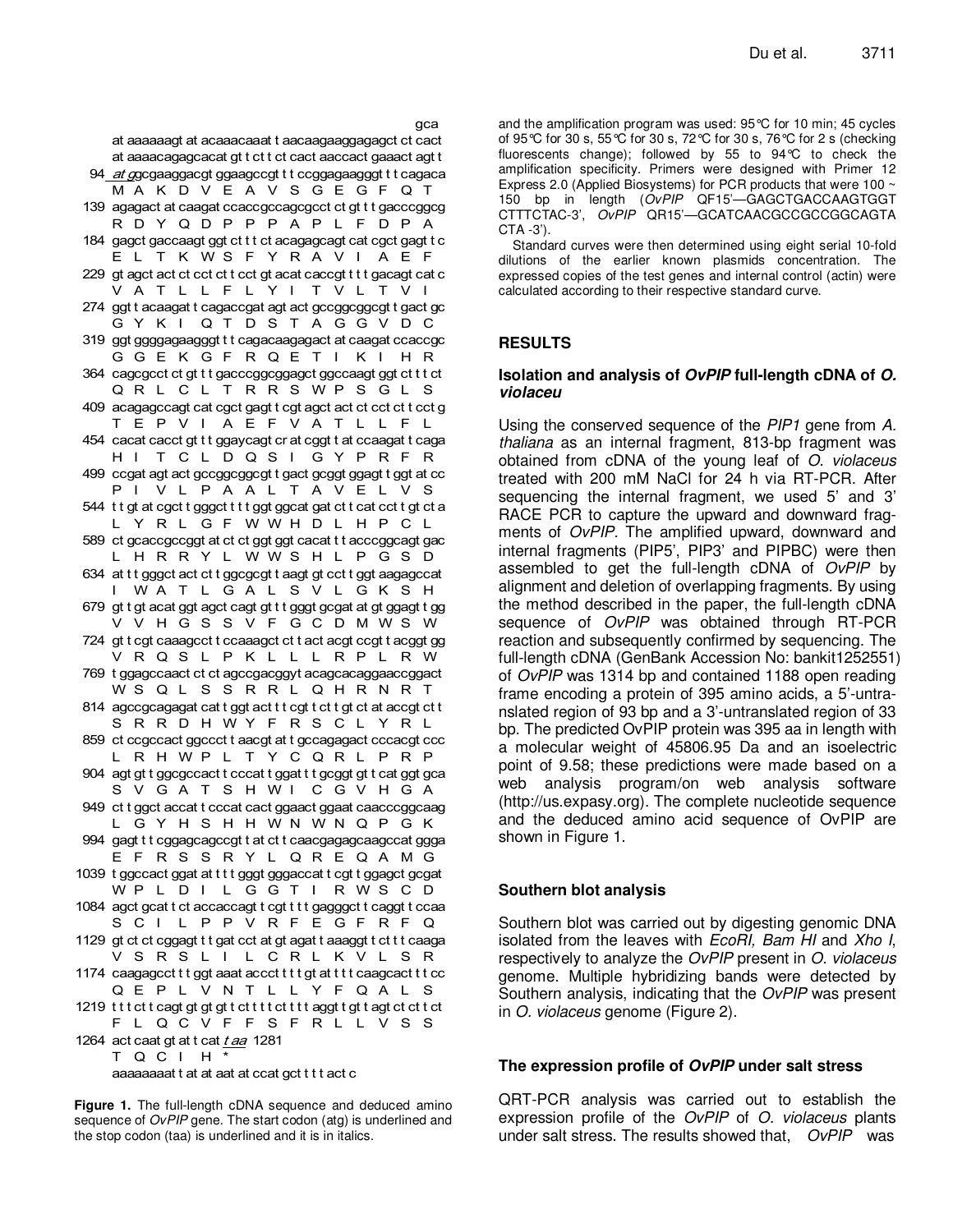```
                                                          gca
     at aaaaaagt at acaaacaaat t aacaagaaggagagct cct cact
     at aaaacagagcacat gt t ct t ct cact aaccact gaaact agt t
  94 at ggcgaaggacgt ggaagccgt t t ccggagaagggt t t cagaca
     M  A  K  D  V  E  A  V  S  G  E  G  F  Q  T
 139 agagact at caagat ccaccgccagcgcct ct gt t t gacccggcg
     R  D  Y  Q  D  P  P  P  A  P  L  F  D  P  A
 184 gagct gaccaagt ggt ct t t ct acagagcagt cat cgct gagt t c
     E  L  T  K  W  S  F  Y  R  A  V  I  A  E  F
 229 gt agct act ct cct ct t cct gt acat caccgt t t gacagt cat c
     V  A  T  L  L  F  L  Y  I  T  V  L  T  V  I
 274 ggt t acaagat t cagaccgat agt act gccggcggcgt t gact gc
     G  Y  K  I  Q  T  D  S  T  A  G  G  V  D  C
 319 ggt ggggagaagggt t t cagacaagagact at caagat ccaccgc
     G  G  E  K  G  F  R  Q  E  T  I  K  I  H  R
 364 cagcgcct ct gt t t gacccggcggagct ggccaagt ggt ct t t ct
     Q  R  L  C  L  T  R  R  S  W  P  S  G  L  S
 409 acagagccagt cat cgct gagt t cgt agct act ct cct ct t cct g
     T  E  P  V  I  A  E  F  V  A  T  L  L  F  L
 454 cacat cacct gt t t ggaycagt cr at cggt t at ccaagat t caga
     H  I  T  C  L  D  Q  S  I  G  Y  P  R  F  R
 499 ccgat agt act gccggcggcgt t gact gcggt ggagt t ggt at cc
     P  I  V  L  P  A  A  L  T  A  V  E  L  V  S
 544 t t gt at cgct t gggct t t t ggt ggcat gat ct t cat cct t gt ct a
     L  Y  R  L  G  F  W  W  H  D  L  H  P  C  L
 589 ct gcaccgccggt at ct ct ggt ggt cacat t t acccggcagt gac
     L  H  R  R  Y  L  W  W  S  H  L  P  G  S  D
 634 at t t gggct act ct t ggcgcgt t aagt gt cct t ggt aagagccat
     I  W  A  T  L  G  A  L  S  V  L  G  K  S  H
 679 gt t gt acat ggt agct cagt gt t t gggt gcgat at gt ggagt t gg
     V  V  H  G  S  S  V  F  G  C  D  M  W  S  W
 724 gt t cgt caaagcct t ccaaagct ct t act acgt ccgt t acggt gg
     V  R  Q  S  L  P  K  L  L  L  R  P  L  R  W
 769 t ggagccaact ct ct agccgacggyt acagcacaggaaccggact
     W  S  Q  L  S  S  R  R  L  Q  H  R  N  R  T
 814 agccgcagagat cat t ggt act t t cgt t ct t gt ct at accgt ct t
     S  R  R  D  H  W  Y  F  R  S  C  L  Y  R  L
 859 ct ccgccact ggccct t aacgt at t gccagagact cccacgt ccc
     L  R  H  W  P  L  T  Y  C  Q  R  L  P  R  P
 904 agt gt t ggcgccact t cccat t ggat t t gcggt gt t cat ggt gca
     S  V  G  A  T  S  H  W  I  C  G  V  H  G  A
 949 ct t ggct accat t cccat cact ggaact ggaat caacccggcaag
     L  G  Y  H  S  H  H  W  N  W  N  Q  P  G  K
 994 gagt t t cggagcagccgt t at ct t caacgagagcaagccat ggga
     E  F  R  S  S  R  Y  L  Q  R  E  Q  A  M  G
1039 t ggccact ggat at t t t gggt gggaccat t cgt t ggagct gcgat
     W  P  L  D  I  L  G  G  T  I  R  W  S  C  D
1084 agct gcat t ct accaccagt t cgt t t t gagggct t caggt t ccaa
     S  C  I  L  P  P  V  R  F  E  G  F  R  F  Q
1129 gt ct ct cggagt t t gat cct at gt agat t aaaggt t ct t t caaga
     V  S  R  S  L  I  L  C  R  L  K  V  L  S  R
1174 caagagcct t t ggt aaat accct t t t gt at t t t caagcact t t cc
     Q  E  P  L  V  N  T  L  L  Y  F  Q  A  L  S
1219 t t t ct t cagt gt gt gt t ct t t t ct t t t aggt t gt t agt ct ct t ct
     F  L  Q  C  V  F  F  S  F  R  L  L  V  S  S
1264 act caat gt at t cat t aa  1281
     T  Q  C  I  H  *
     aaaaaaaat t at at aat at ccat gct t t t act c
```

**Figure 1.** The full-length cDNA sequence and deduced amino sequence of *OvPIP* gene. The start codon (atg) is underlined and the stop codon (taa) is underlined and it is in italics.

and the amplification program was used: 95°C for 10 min; 45 cycles of 95°C for 30 s, 55°C for 30 s, 72°C for 30 s, 76°C for 2 s (checking fluorescents change); followed by 55 to 94°C to check the amplification specificity. Primers were designed with Primer 12 Express 2.0 (Applied Biosystems) for PCR products that were 100 ~ 150 bp in length (*OvPIP* QF15'—GAGCTGACCAAGTGGT CTTTCTAC-3', *OvPIP* QR15'—GCATCAACGCCGCCGGCAGTA CTA -3').

Standard curves were then determined using eight serial 10-fold dilutions of the earlier known plasmids concentration. The expressed copies of the test genes and internal control (actin) were calculated according to their respective standard curve.

## RESULTS

### Isolation and analysis of *OvPIP* full-length cDNA of *O. violaceu*

Using the conserved sequence of the *PIP1* gene from *A. thaliana* as an internal fragment, 813-bp fragment was obtained from cDNA of the young leaf of *O. violaceus* treated with 200 mM NaCl for 24 h via RT-PCR. After sequencing the internal fragment, we used 5' and 3' RACE PCR to capture the upward and downward fragments of *OvPIP*. The amplified upward, downward and internal fragments (PIP5', PIP3' and PIPBC) were then assembled to get the full-length cDNA of *OvPIP* by alignment and deletion of overlapping fragments. By using the method described in the paper, the full-length cDNA sequence of *OvPIP* was obtained through RT-PCR reaction and subsequently confirmed by sequencing. The full-length cDNA (GenBank Accession No: bankit1252551) of *OvPIP* was 1314 bp and contained 1188 open reading frame encoding a protein of 395 amino acids, a 5'-untranslated region of 93 bp and a 3'-untranslated region of 33 bp. The predicted OvPIP protein was 395 aa in length with a molecular weight of 45806.95 Da and an isoelectric point of 9.58; these predictions were made based on a web analysis program/on web analysis software (http://us.expasy.org). The complete nucleotide sequence and the deduced amino acid sequence of OvPIP are shown in Figure 1.

### Southern blot analysis

Southern blot was carried out by digesting genomic DNA isolated from the leaves with *EcoRI, Bam HI* and *Xho I*, respectively to analyze the *OvPIP* present in *O. violaceus* genome. Multiple hybridizing bands were detected by Southern analysis, indicating that the *OvPIP* was present in *O. violaceus* genome (Figure 2).

### The expression profile of *OvPIP* under salt stress

QRT-PCR analysis was carried out to establish the expression profile of the *OvPIP* of *O. violaceus* plants under salt stress. The results showed that, *OvPIP* was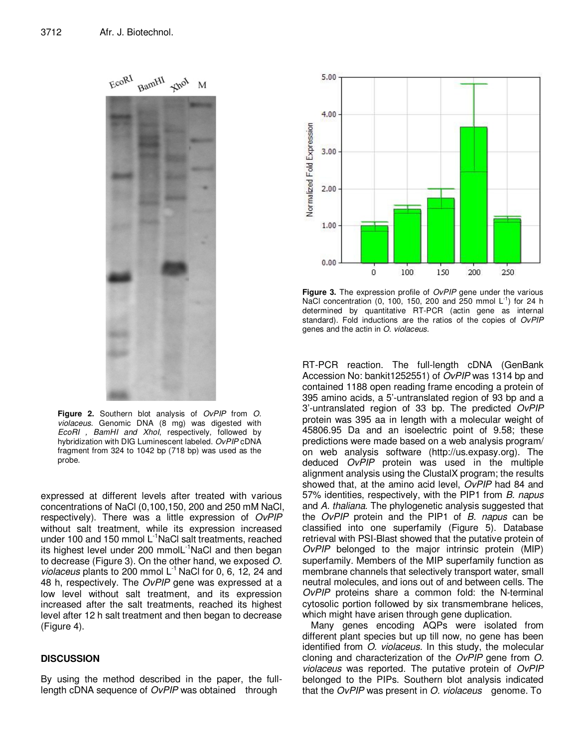EcoRI BamHI XhoI M

**Figure 2.** Southern blot analysis of *OvPIP* from *O. violaceus*. Genomic DNA (8 mg) was digested with *EcoRI , BamHI and XhoI*, respectively, followed by hybridization with DIG Luminescent labeled. *OvPIP* cDNA fragment from 324 to 1042 bp (718 bp) was used as the probe.

Normalized Fold Expression

5.00
4.00
3.00
2.00
1.00
0.00

0 100 150 200 250

**Figure 3.** The expression profile of *OvPIP* gene under the various NaCl concentration (0, 100, 150, 200 and 250 mmol $L^{-1}$) for 24 h determined by quantitative RT-PCR (actin gene as internal standard). Fold inductions are the ratios of the copies of *OvPIP* genes and the actin in *O. violaceus*.

expressed at different levels after treated with various concentrations of NaCl (0,100,150, 200 and 250 mM NaCl, respectively). There was a little expression of *OvPIP* without salt treatment, while its expression increased under 100 and 150 mmol $L^{-1}$NaCl salt treatments, reached its highest level under 200 mmol$L^{-1}$NaCl and then began to decrease (Figure 3). On the other hand, we exposed *O. violaceus* plants to 200 mmol $L^{-1}$ NaCl for 0, 6, 12, 24 and 48 h, respectively. The *OvPIP* gene was expressed at a low level without salt treatment, and its expression increased after the salt treatments, reached its highest level after 12 h salt treatment and then began to decrease (Figure 4).

## DISCUSSION

By using the method described in the paper, the full-length cDNA sequence of *OvPIP* was obtained through RT-PCR reaction. The full-length cDNA (GenBank Accession No: bankit1252551) of *OvPIP* was 1314 bp and contained 1188 open reading frame encoding a protein of 395 amino acids, a 5'-untranslated region of 93 bp and a 3'-untranslated region of 33 bp. The predicted *OvPIP* protein was 395 aa in length with a molecular weight of 45806.95 Da and an isoelectric point of 9.58; these predictions were made based on a web analysis program/ on web analysis software (http://us.expasy.org). The deduced *OvPIP* protein was used in the multiple alignment analysis using the ClustalX program; the results showed that, at the amino acid level, *OvPIP* had 84 and 57% identities, respectively, with the PIP1 from *B. napus* and *A. thaliana*. The phylogenetic analysis suggested that the *OvPIP* protein and the PIP1 of *B. napus* can be classified into one superfamily (Figure 5). Database retrieval with PSI-Blast showed that the putative protein of *OvPIP* belonged to the major intrinsic protein (MIP) superfamily. Members of the MIP superfamily function as membrane channels that selectively transport water, small neutral molecules, and ions out of and between cells. The *OvPIP* proteins share a common fold: the N-terminal cytosolic portion followed by six transmembrane helices, which might have arisen through gene duplication.

Many genes encoding AQPs were isolated from different plant species but up till now, no gene has been identified from *O. violaceus.* In this study, the molecular cloning and characterization of the *OvPIP* gene from *O. violaceus* was reported. The putative protein of *OvPIP* belonged to the PIPs. Southern blot analysis indicated that the *OvPIP* was present in *O. violaceus* genome. To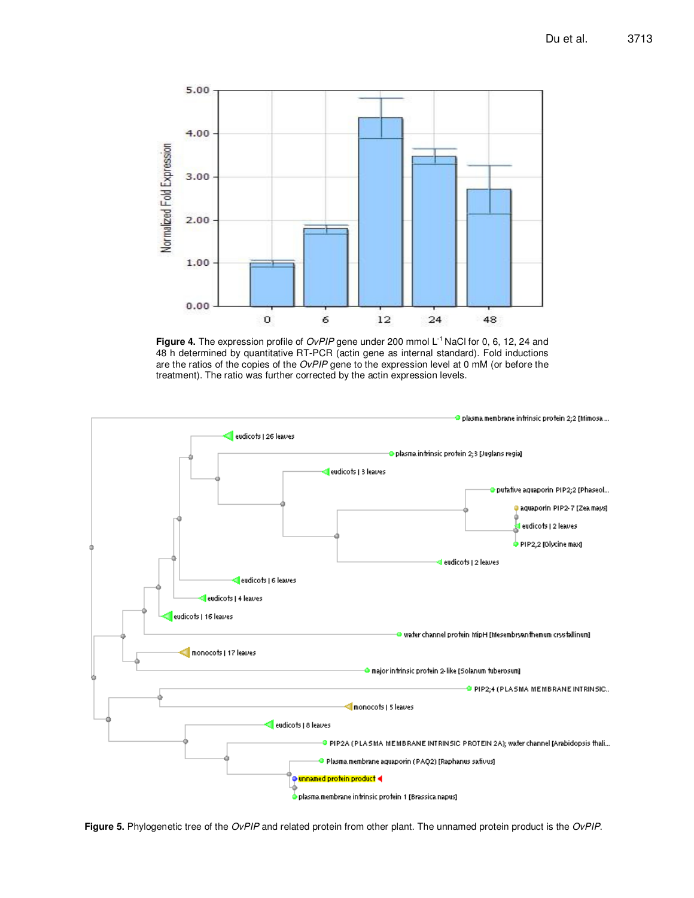5.00

4.00

3.00

2.00

1.00

0.00

Normalized Fold Expression

0

6

12

24

48

**Figure 4.** The expression profile of *OvPIP* gene under 200 mmol $L^{-1}$ NaCl for 0, 6, 12, 24 and 48 h determined by quantitative RT-PCR (actin gene as internal standard). Fold inductions are the ratios of the copies of the *OvPIP* gene to the expression level at 0 mM (or before the treatment). The ratio was further corrected by the actin expression levels.

plasma membrane intrinsic protein 2;2 [Mimosa ...

eudicots | 26 leaves

plasma intrinsic protein 2;3 [Juglans regia]

eudicots | 3 leaves

putative aquaporin PIP2;2 [Phaseol...

aquaporin PIP2-7 [Zea mays]

eudicots | 2 leaves

PIP2,2 [Glycine max]

eudicots | 2 leaves

eudicots | 6 leaves

eudicots | 4 leaves

eudicots | 16 leaves

water channel protein MipH [Mesembryanthemum crystallinum]

monocots | 17 leaves

major intrinsic protein 2-like [Solanum tuberosum]

PIP2;4 (PLASMA MEMBRANE INTRINSIC...

monocots | 5 leaves

eudicots | 8 leaves

PIP2A (PLASMA MEMBRANE INTRINSIC PROTEIN 2A); water channel [Arabidopsis thali...

Plasma membrane aquaporin (PAQ2) [Raphanus sativus]

unnamed protein product

plasma membrane intrinsic protein 1 [Brassica napus]

**Figure 5.** Phylogenetic tree of the *OvPIP* and related protein from other plant. The unnamed protein product is the *OvPIP*.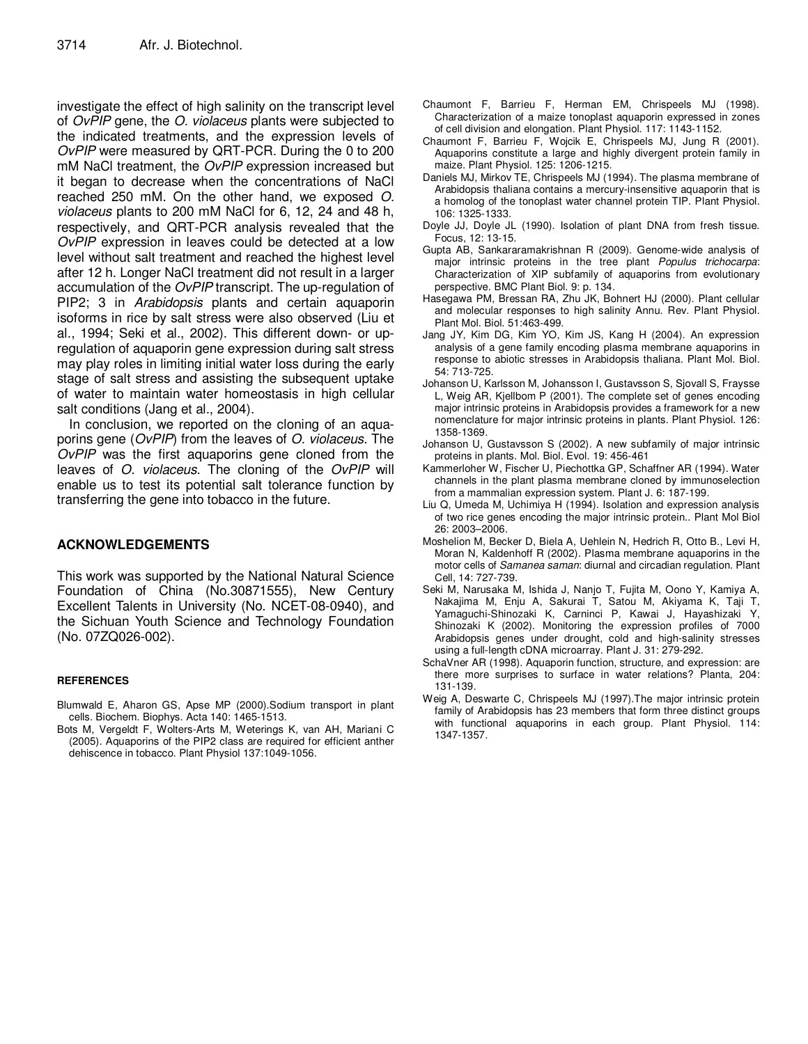investigate the effect of high salinity on the transcript level of *OvPIP* gene, the *O. violaceus* plants were subjected to the indicated treatments, and the expression levels of *OvPIP* were measured by QRT-PCR. During the 0 to 200 mM NaCl treatment, the *OvPIP* expression increased but it began to decrease when the concentrations of NaCl reached 250 mM. On the other hand, we exposed *O. violaceus* plants to 200 mM NaCl for 6, 12, 24 and 48 h, respectively, and QRT-PCR analysis revealed that the *OvPIP* expression in leaves could be detected at a low level without salt treatment and reached the highest level after 12 h. Longer NaCl treatment did not result in a larger accumulation of the *OvPIP* transcript. The up-regulation of PIP2; 3 in *Arabidopsis* plants and certain aquaporin isoforms in rice by salt stress were also observed (Liu et al., 1994; Seki et al., 2002). This different down- or up-regulation of aquaporin gene expression during salt stress may play roles in limiting initial water loss during the early stage of salt stress and assisting the subsequent uptake of water to maintain water homeostasis in high cellular salt conditions (Jang et al., 2004).

In conclusion, we reported on the cloning of an aquaporins gene (*OvPIP*) from the leaves of *O. violaceus*. The *OvPIP* was the first aquaporins gene cloned from the leaves of *O. violaceus*. The cloning of the *OvPIP* will enable us to test its potential salt tolerance function by transferring the gene into tobacco in the future.

## ACKNOWLEDGEMENTS

This work was supported by the National Natural Science Foundation of China (No.30871555), New Century Excellent Talents in University (No. NCET-08-0940), and the Sichuan Youth Science and Technology Foundation (No. 07ZQ026-002).

### REFERENCES

Blumwald E, Aharon GS, Apse MP (2000).Sodium transport in plant cells. Biochem. Biophys. Acta 140: 1465-1513.

Bots M, Vergeldt F, Wolters-Arts M, Weterings K, van AH, Mariani C (2005). Aquaporins of the PIP2 class are required for efficient anther dehiscence in tobacco. Plant Physiol 137:1049-1056.

Chaumont F, Barrieu F, Herman EM, Chrispeels MJ (1998). Characterization of a maize tonoplast aquaporin expressed in zones of cell division and elongation. Plant Physiol. 117: 1143-1152.

Chaumont F, Barrieu F, Wojcik E, Chrispeels MJ, Jung R (2001). Aquaporins constitute a large and highly divergent protein family in maize. Plant Physiol. 125: 1206-1215.

Daniels MJ, Mirkov TE, Chrispeels MJ (1994). The plasma membrane of Arabidopsis thaliana contains a mercury-insensitive aquaporin that is a homolog of the tonoplast water channel protein TIP. Plant Physiol. 106: 1325-1333.

Doyle JJ, Doyle JL (1990). Isolation of plant DNA from fresh tissue. Focus, 12: 13-15.

Gupta AB, Sankararamakrishnan R (2009). Genome-wide analysis of major intrinsic proteins in the tree plant *Populus trichocarpa*: Characterization of XIP subfamily of aquaporins from evolutionary perspective. BMC Plant Biol. 9: p. 134.

Hasegawa PM, Bressan RA, Zhu JK, Bohnert HJ (2000). Plant cellular and molecular responses to high salinity Annu. Rev. Plant Physiol. Plant Mol. Biol. 51:463-499.

Jang JY, Kim DG, Kim YO, Kim JS, Kang H (2004). An expression analysis of a gene family encoding plasma membrane aquaporins in response to abiotic stresses in Arabidopsis thaliana. Plant Mol. Biol. 54: 713-725.

Johanson U, Karlsson M, Johansson I, Gustavsson S, Sjovall S, Fraysse L, Weig AR, Kjellbom P (2001). The complete set of genes encoding major intrinsic proteins in Arabidopsis provides a framework for a new nomenclature for major intrinsic proteins in plants. Plant Physiol. 126: 1358-1369.

Johanson U, Gustavsson S (2002). A new subfamily of major intrinsic proteins in plants. Mol. Biol. Evol. 19: 456-461

Kammerloher W, Fischer U, Piechottka GP, Schaffner AR (1994). Water channels in the plant plasma membrane cloned by immunoselection from a mammalian expression system. Plant J. 6: 187-199.

Liu Q, Umeda M, Uchimiya H (1994). Isolation and expression analysis of two rice genes encoding the major intrinsic protein.. Plant Mol Biol 26: 2003–2006.

Moshelion M, Becker D, Biela A, Uehlein N, Hedrich R, Otto B., Levi H, Moran N, Kaldenhoff R (2002). Plasma membrane aquaporins in the motor cells of *Samanea saman*: diurnal and circadian regulation. Plant Cell, 14: 727-739.

Seki M, Narusaka M, Ishida J, Nanjo T, Fujita M, Oono Y, Kamiya A, Nakajima M, Enju A, Sakurai T, Satou M, Akiyama K, Taji T, Yamaguchi-Shinozaki K, Carninci P, Kawai J, Hayashizaki Y, Shinozaki K (2002). Monitoring the expression profiles of 7000 Arabidopsis genes under drought, cold and high-salinity stresses using a full-length cDNA microarray. Plant J. 31: 279-292.

SchaVner AR (1998). Aquaporin function, structure, and expression: are there more surprises to surface in water relations? Planta, 204: 131-139.

Weig A, Deswarte C, Chrispeels MJ (1997).The major intrinsic protein family of Arabidopsis has 23 members that form three distinct groups with functional aquaporins in each group. Plant Physiol. 114: 1347-1357.